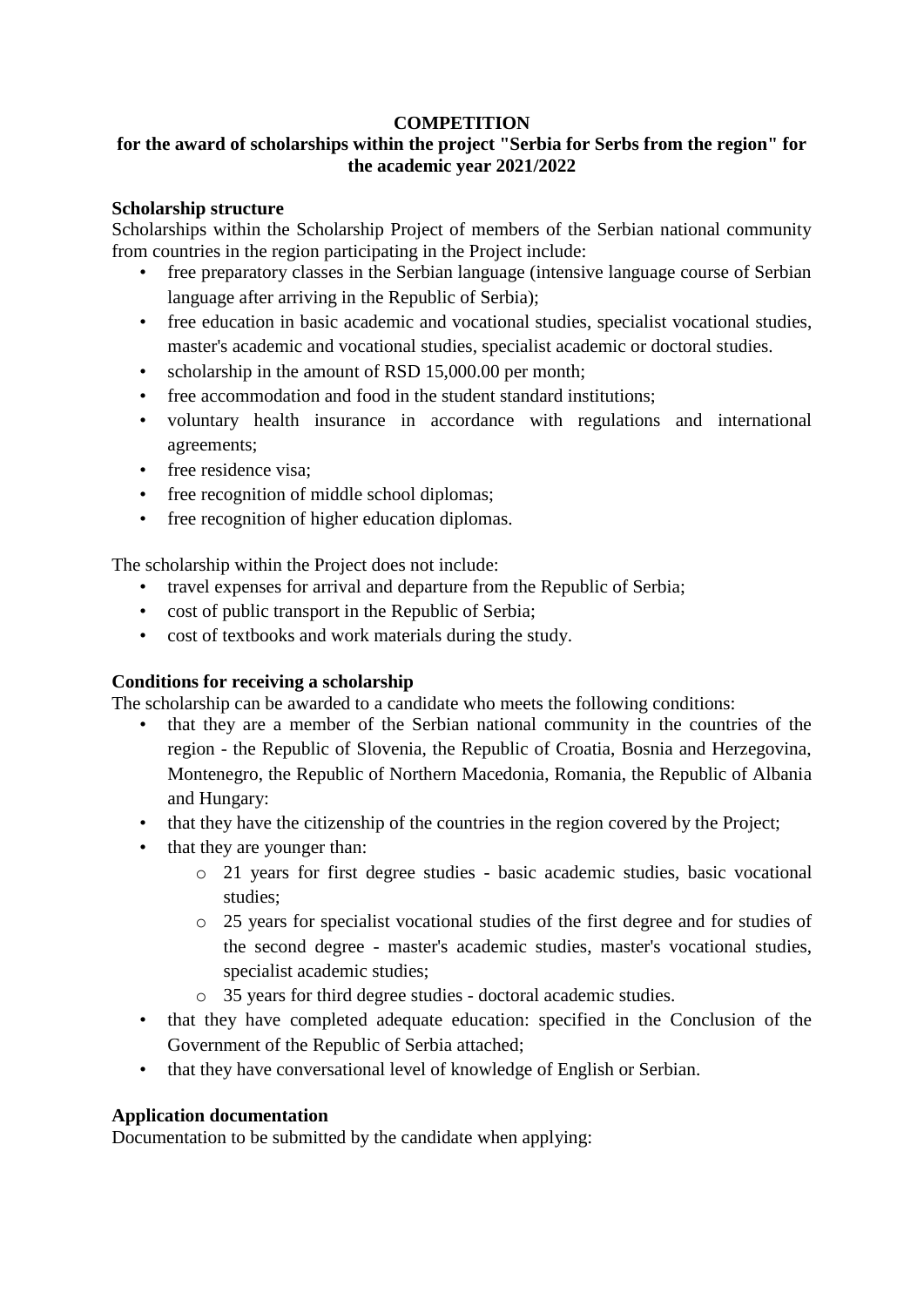**COMPETITION**

**for the award of scholarships within the project "Serbia for Serbs from the region" for the academic year 2021/2022**

**Scholarship structure**

Scholarships within the Scholarship Project of members of the Serbian national community from countries in the region participating in the Project include:

- free preparatory classes in the Serbian language (intensive language course of Serbian language after arriving in the Republic of Serbia);
- free education in basic academic and vocational studies, specialist vocational studies, master's academic and vocational studies, specialist academic or doctoral studies.
- scholarship in the amount of RSD 15,000.00 per month;
- free accommodation and food in the student standard institutions;
- voluntary health insurance in accordance with regulations and international agreements;
- free residence visa;
- free recognition of middle school diplomas;
- free recognition of higher education diplomas.

The scholarship within the Project does not include:

- travel expenses for arrival and departure from the Republic of Serbia;
- cost of public transport in the Republic of Serbia;
- cost of textbooks and work materials during the study.

**Conditions for receiving a scholarship**

The scholarship can be awarded to a candidate who meets the following conditions:

- that they are a member of the Serbian national community in the countries of the region - the Republic of Slovenia, the Republic of Croatia, Bosnia and Herzegovina, Montenegro, the Republic of Northern Macedonia, Romania, the Republic of Albania and Hungary:
- that they have the citizenship of the countries in the region covered by the Project;
- that they are younger than:
  - 21 years for first degree studies - basic academic studies, basic vocational studies;
  - 25 years for specialist vocational studies of the first degree and for studies of the second degree - master's academic studies, master's vocational studies, specialist academic studies;
  - 35 years for third degree studies - doctoral academic studies.
- that they have completed adequate education: specified in the Conclusion of the Government of the Republic of Serbia attached;
- that they have conversational level of knowledge of English or Serbian.

**Application documentation**

Documentation to be submitted by the candidate when applying: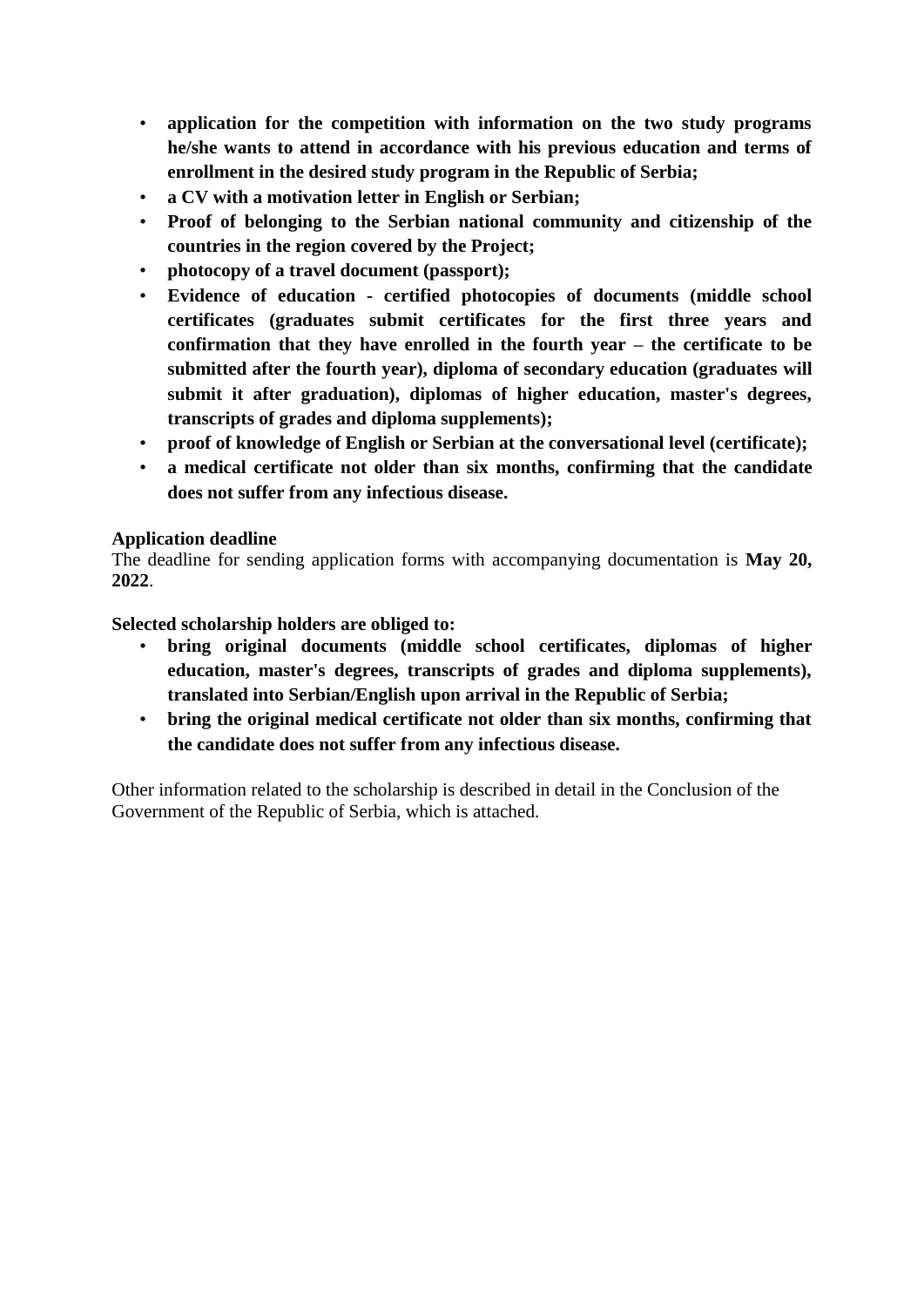- **application for the competition with information on the two study programs he/she wants to attend in accordance with his previous education and terms of enrollment in the desired study program in the Republic of Serbia;**
- **a CV with a motivation letter in English or Serbian;**
- **Proof of belonging to the Serbian national community and citizenship of the countries in the region covered by the Project;**
- **photocopy of a travel document (passport);**
- **Evidence of education - certified photocopies of documents (middle school certificates (graduates submit certificates for the first three years and confirmation that they have enrolled in the fourth year – the certificate to be submitted after the fourth year), diploma of secondary education (graduates will submit it after graduation), diplomas of higher education, master's degrees, transcripts of grades and diploma supplements);**
- **proof of knowledge of English or Serbian at the conversational level (certificate);**
- **a medical certificate not older than six months, confirming that the candidate does not suffer from any infectious disease.**

**Application deadline**

The deadline for sending application forms with accompanying documentation is **May 20, 2022**.

**Selected scholarship holders are obliged to:**

- **bring original documents (middle school certificates, diplomas of higher education, master's degrees, transcripts of grades and diploma supplements), translated into Serbian/English upon arrival in the Republic of Serbia;**
- **bring the original medical certificate not older than six months, confirming that the candidate does not suffer from any infectious disease.**

Other information related to the scholarship is described in detail in the Conclusion of the Government of the Republic of Serbia, which is attached.